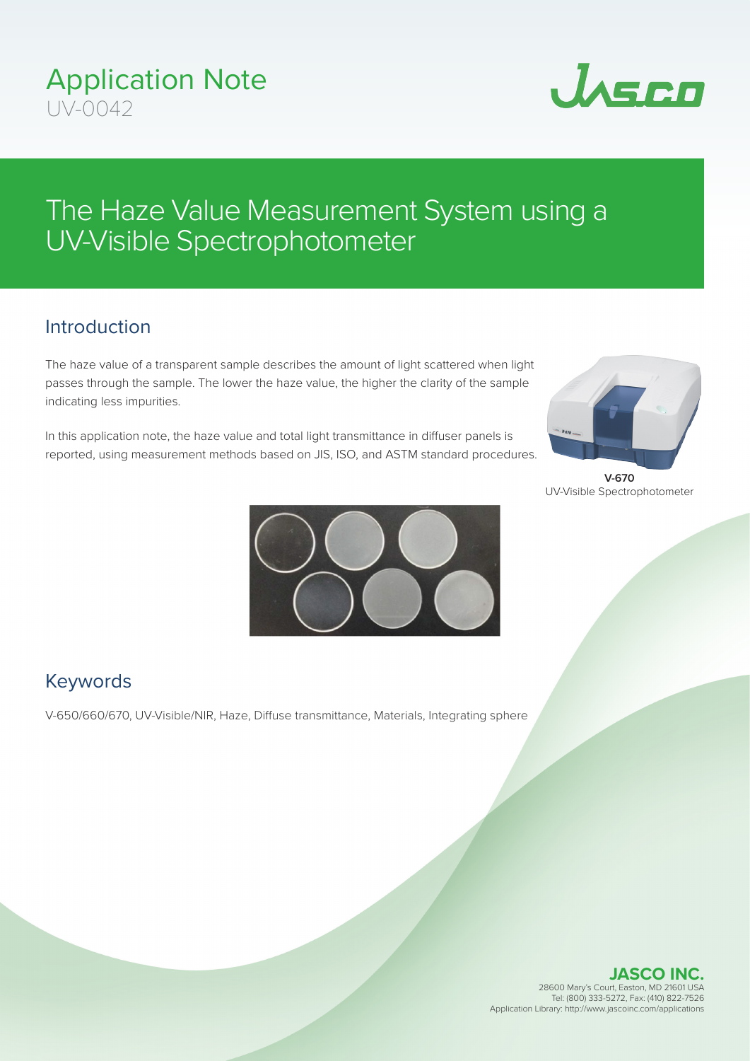# Application Note
UV-0042

# The Haze Value Measurement System using a UV-Visible Spectrophotometer

## Introduction

The haze value of a transparent sample describes the amount of light scattered when light passes through the sample. The lower the haze value, the higher the clarity of the sample indicating less impurities.

In this application note, the haze value and total light transmittance in diffuser panels is reported, using measurement methods based on JIS, ISO, and ASTM standard procedures.

**V-670**
UV-Visible Spectrophotometer

## Keywords

V-650/660/670, UV-Visible/NIR, Haze, Diffuse transmittance, Materials, Integrating sphere

**JASCO INC.**
28600 Mary's Court, Easton, MD 21601 USA
Tel: (800) 333-5272, Fax: (410) 822-7526
Application Library: http://www.jascoinc.com/applications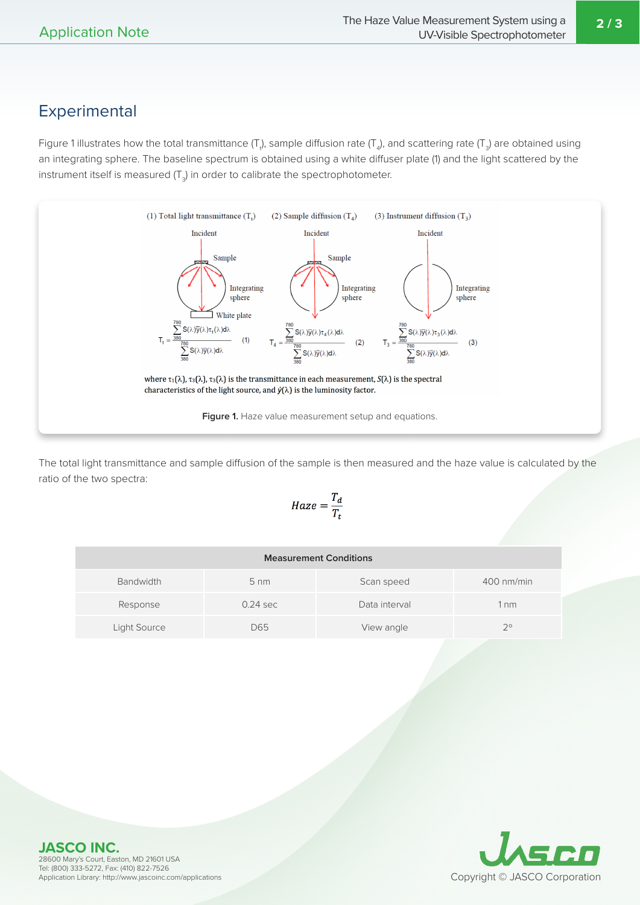## Experimental

Figure 1 illustrates how the total transmittance ($T_t$), sample diffusion rate ($T_4$), and scattering rate ($T_3$) are obtained using an integrating sphere. The baseline spectrum is obtained using a white diffuser plate (1) and the light scattered by the instrument itself is measured ($T_3$) in order to calibrate the spectrophotometer.

(1) Total light transmittance ($T_t$) (2) Sample diffusion ($T_4$) (3) Instrument diffusion ($T_3$)

$$T_t = \frac{\sum_{380}^{780} S(\lambda)\bar{y}(\lambda)\tau_t(\lambda)d\lambda}{\sum_{380}^{780} S(\lambda)\bar{y}(\lambda)d\lambda} \quad (1)$$

$$T_4 = \frac{\sum_{380}^{780} S(\lambda)\bar{y}(\lambda)\tau_4(\lambda)d\lambda}{\sum_{380}^{780} S(\lambda)\bar{y}(\lambda)d\lambda} \quad (2)$$

$$T_3 = \frac{\sum_{380}^{780} S(\lambda)\bar{y}(\lambda)\tau_3(\lambda)d\lambda}{\sum_{380}^{780} S(\lambda)\bar{y}(\lambda)d\lambda} \quad (3)$$

where $\tau_1(\lambda)$, $\tau_3(\lambda)$, $\tau_3(\lambda)$ is the transmittance in each measurement, $S(\lambda)$ is the spectral characteristics of the light source, and $\bar{y}(\lambda)$ is the luminosity factor.

**Figure 1.** Haze value measurement setup and equations.

The total light transmittance and sample diffusion of the sample is then measured and the haze value is calculated by the ratio of the two spectra:

$$Haze = \frac{T_d}{T_t}$$

| Measurement Conditions | | | |
|---|---|---|---|
| Bandwidth | 5 nm | Scan speed | 400 nm/min |
| Response | 0.24 sec | Data interval | 1 nm |
| Light Source | D65 | View angle | 2° |

**JASCO INC.**
28600 Mary's Court, Easton, MD 21601 USA
Tel: (800) 333-5272, Fax: (410) 822-7526
Application Library: http://www.jascoinc.com/applications

Copyright © JASCO Corporation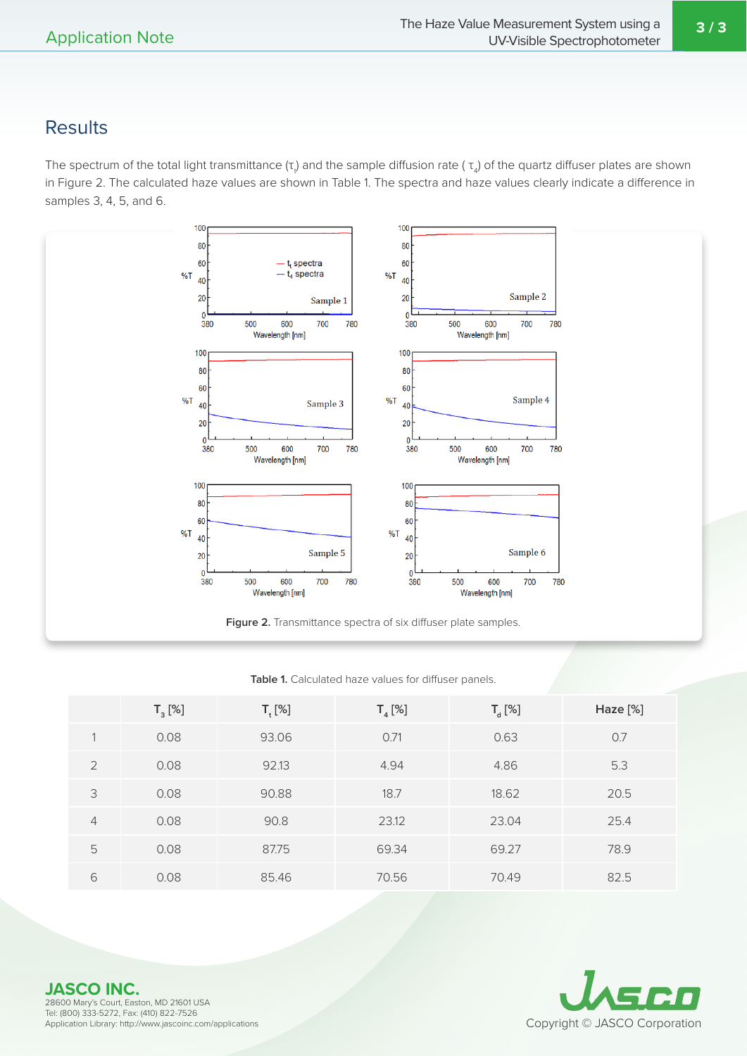## Results

The spectrum of the total light transmittance ($\tau_t$) and the sample diffusion rate ( $\tau_4$) of the quartz diffuser plates are shown in Figure 2. The calculated haze values are shown in Table 1. The spectra and haze values clearly indicate a difference in samples 3, 4, 5, and 6.

100
80
60
40
20
0
%T
380 500 600 700 780
Wavelength [nm]
t$_t$ spectra
t$_4$ spectra
Sample 1

Sample 2

Sample 3

Sample 4

Sample 5

Sample 6

**Figure 2.** Transmittance spectra of six diffuser plate samples.

**Table 1.** Calculated haze values for diffuser panels.

| | $T_3$ [%] | $T_t$ [%] | $T_4$ [%] | $T_d$ [%] | Haze [%] |
|---|---|---|---|---|---|
| 1 | 0.08 | 93.06 | 0.71 | 0.63 | 0.7 |
| 2 | 0.08 | 92.13 | 4.94 | 4.86 | 5.3 |
| 3 | 0.08 | 90.88 | 18.7 | 18.62 | 20.5 |
| 4 | 0.08 | 90.8 | 23.12 | 23.04 | 25.4 |
| 5 | 0.08 | 87.75 | 69.34 | 69.27 | 78.9 |
| 6 | 0.08 | 85.46 | 70.56 | 70.49 | 82.5 |

**JASCO INC.**
28600 Mary's Court, Easton, MD 21601 USA
Tel: (800) 333-5272, Fax: (410) 822-7526
Application Library: http://www.jascoinc.com/applications

Copyright © JASCO Corporation